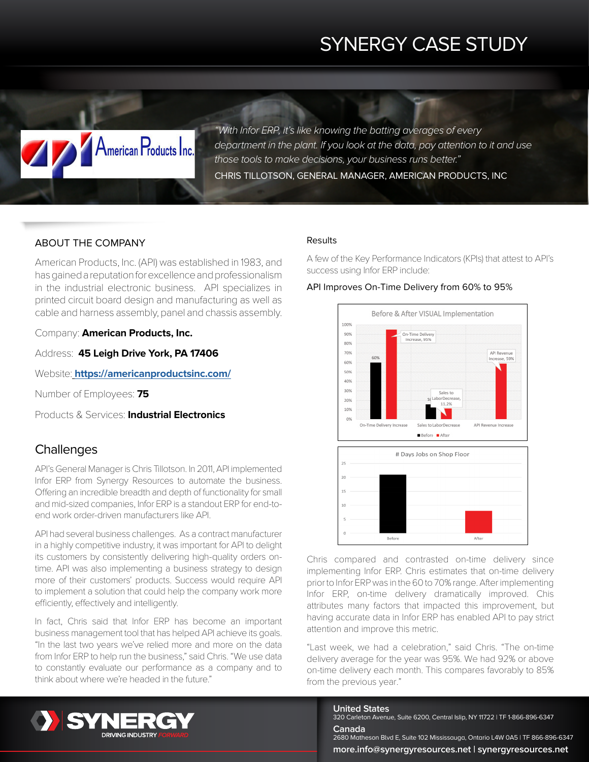# SYNERGY CASE STUDY

*"With Infor ERP, it's like knowing the batting averages of every department in the plant. If you look at the data, pay attention to it and use those tools to make decisions, your business runs better."*

CHRIS TILLOTSON, GENERAL MANAGER, AMERICAN PRODUCTS, INC

## ABOUT THE COMPANY

American Products, Inc. (API) was established in 1983, and has gained a reputation for excellence and professionalism in the industrial electronic business. API specializes in printed circuit board design and manufacturing as well as cable and harness assembly, panel and chassis assembly.

Company: **American Products, Inc.**

Address: **45 Leigh Drive York, PA 17406**

Website: **https://americanproductsinc.com/**

Number of Employees: **75**

Products & Services: **Industrial Electronics**

## Challenges

API's General Manager is Chris Tillotson. In 2011, API implemented Infor ERP from Synergy Resources to automate the business. Offering an incredible breadth and depth of functionality for small and mid-sized companies, Infor ERP is a standout ERP for end-to-end work order-driven manufacturers like API.

API had several business challenges. As a contract manufacturer in a highly competitive industry, it was important for API to delight its customers by consistently delivering high-quality orders on-time. API was also implementing a business strategy to design more of their customers' products. Success would require API to implement a solution that could help the company work more efficiently, effectively and intelligently.

In fact, Chris said that Infor ERP has become an important business management tool that has helped API achieve its goals. "In the last two years we've relied more and more on the data from Infor ERP to help run the business," said Chris. "We use data to constantly evaluate our performance as a company and to think about where we're headed in the future."

## Results

A few of the Key Performance Indicators (KPIs) that attest to API's success using Infor ERP include:

API Improves On-Time Delivery from 60% to 95%

Chris compared and contrasted on-time delivery since implementing Infor ERP. Chris estimates that on-time delivery prior to Infor ERP was in the 60 to 70% range. After implementing Infor ERP, on-time delivery dramatically improved. Chis attributes many factors that impacted this improvement, but having accurate data in Infor ERP has enabled API to pay strict attention and improve this metric.

"Last week, we had a celebration," said Chris. "The on-time delivery average for the year was 95%. We had 92% or above on-time delivery each month. This compares favorably to 85% from the previous year."

**United States**
320 Carleton Avenue, Suite 6200, Central Islip, NY 11722 | TF 1-866-896-6347

**Canada**
2680 Matheson Blvd E, Suite 102 Mississauga, Ontario L4W 0A5 | TF 866-896-6347

**more.info@synergyresources.net | synergyresources.net**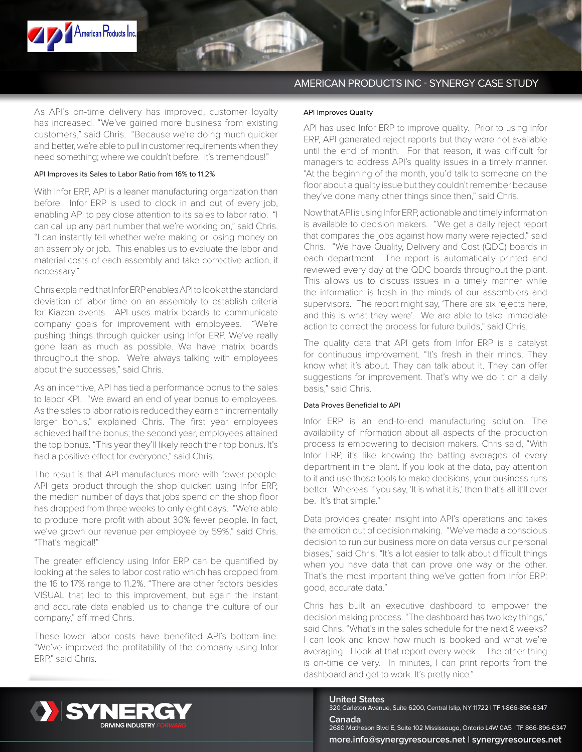As API's on-time delivery has improved, customer loyalty has increased. "We've gained more business from existing customers," said Chris. "Because we're doing much quicker and better, we're able to pull in customer requirements when they need something; where we couldn't before. It's tremendous!"

### API Improves its Sales to Labor Ratio from 16% to 11.2%

With Infor ERP, API is a leaner manufacturing organization than before. Infor ERP is used to clock in and out of every job, enabling API to pay close attention to its sales to labor ratio. "I can call up any part number that we're working on," said Chris. "I can instantly tell whether we're making or losing money on an assembly or job. This enables us to evaluate the labor and material costs of each assembly and take corrective action, if necessary."

Chris explained that Infor ERP enables API to look at the standard deviation of labor time on an assembly to establish criteria for Kiazen events. API uses matrix boards to communicate company goals for improvement with employees. "We're pushing things through quicker using Infor ERP. We've really gone lean as much as possible. We have matrix boards throughout the shop. We're always talking with employees about the successes," said Chris.

As an incentive, API has tied a performance bonus to the sales to labor KPI. "We award an end of year bonus to employees. As the sales to labor ratio is reduced they earn an incrementally larger bonus," explained Chris. The first year employees achieved half the bonus; the second year, employees attained the top bonus. "This year they'll likely reach their top bonus. It's had a positive effect for everyone," said Chris.

The result is that API manufactures more with fewer people. API gets product through the shop quicker: using Infor ERP, the median number of days that jobs spend on the shop floor has dropped from three weeks to only eight days. "We're able to produce more profit with about 30% fewer people. In fact, we've grown our revenue per employee by 59%," said Chris. "That's magical!"

The greater efficiency using Infor ERP can be quantified by looking at the sales to labor cost ratio which has dropped from the 16 to 17% range to 11.2%. "There are other factors besides VISUAL that led to this improvement, but again the instant and accurate data enabled us to change the culture of our company," affirmed Chris.

These lower labor costs have benefited API's bottom-line. "We've improved the profitability of the company using Infor ERP," said Chris.

### API Improves Quality

API has used Infor ERP to improve quality. Prior to using Infor ERP, API generated reject reports but they were not available until the end of month. For that reason, it was difficult for managers to address API's quality issues in a timely manner. "At the beginning of the month, you'd talk to someone on the floor about a quality issue but they couldn't remember because they've done many other things since then," said Chris.

Now that API is using Infor ERP, actionable and timely information is available to decision makers. "We get a daily reject report that compares the jobs against how many were rejected," said Chris. "We have Quality, Delivery and Cost (QDC) boards in each department. The report is automatically printed and reviewed every day at the QDC boards throughout the plant. This allows us to discuss issues in a timely manner while the information is fresh in the minds of our assemblers and supervisors. The report might say, 'There are six rejects here, and this is what they were'. We are able to take immediate action to correct the process for future builds," said Chris.

The quality data that API gets from Infor ERP is a catalyst for continuous improvement. "It's fresh in their minds. They know what it's about. They can talk about it. They can offer suggestions for improvement. That's why we do it on a daily basis," said Chris.

### Data Proves Beneficial to API

Infor ERP is an end-to-end manufacturing solution. The availability of information about all aspects of the production process is empowering to decision makers. Chris said, "With Infor ERP, it's like knowing the batting averages of every department in the plant. If you look at the data, pay attention to it and use those tools to make decisions, your business runs better. Whereas if you say, 'It is what it is,' then that's all it'll ever be. It's that simple."

Data provides greater insight into API's operations and takes the emotion out of decision making. "We've made a conscious decision to run our business more on data versus our personal biases," said Chris. "It's a lot easier to talk about difficult things when you have data that can prove one way or the other. That's the most important thing we've gotten from Infor ERP: good, accurate data."

Chris has built an executive dashboard to empower the decision making process. "The dashboard has two key things," said Chris. "What's in the sales schedule for the next 8 weeks? I can look and know how much is booked and what we're averaging. I look at that report every week. The other thing is on-time delivery. In minutes, I can print reports from the dashboard and get to work. It's pretty nice."

**United States**
320 Carleton Avenue, Suite 6200, Central Islip, NY 11722 | TF 1-866-896-6347

**Canada**
2680 Matheson Blvd E, Suite 102 Mississauga, Ontario L4W 0A5 | TF 866-896-6347

**more.info@synergyresources.net | synergyresources.net**